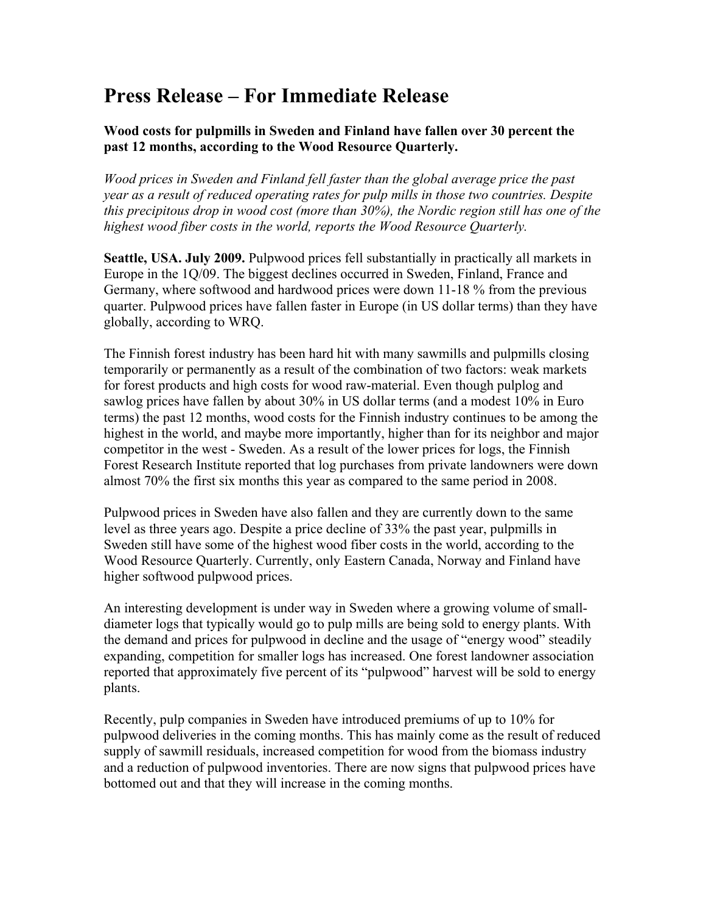# Press Release – For Immediate Release

**Wood costs for pulpmills in Sweden and Finland have fallen over 30 percent the past 12 months, according to the Wood Resource Quarterly.**

*Wood prices in Sweden and Finland fell faster than the global average price the past year as a result of reduced operating rates for pulp mills in those two countries. Despite this precipitous drop in wood cost (more than 30%), the Nordic region still has one of the highest wood fiber costs in the world, reports the Wood Resource Quarterly.*

**Seattle, USA. July 2009.** Pulpwood prices fell substantially in practically all markets in Europe in the 1Q/09. The biggest declines occurred in Sweden, Finland, France and Germany, where softwood and hardwood prices were down 11-18 % from the previous quarter. Pulpwood prices have fallen faster in Europe (in US dollar terms) than they have globally, according to WRQ.

The Finnish forest industry has been hard hit with many sawmills and pulpmills closing temporarily or permanently as a result of the combination of two factors: weak markets for forest products and high costs for wood raw-material. Even though pulplog and sawlog prices have fallen by about 30% in US dollar terms (and a modest 10% in Euro terms) the past 12 months, wood costs for the Finnish industry continues to be among the highest in the world, and maybe more importantly, higher than for its neighbor and major competitor in the west - Sweden. As a result of the lower prices for logs, the Finnish Forest Research Institute reported that log purchases from private landowners were down almost 70% the first six months this year as compared to the same period in 2008.

Pulpwood prices in Sweden have also fallen and they are currently down to the same level as three years ago. Despite a price decline of 33% the past year, pulpmills in Sweden still have some of the highest wood fiber costs in the world, according to the Wood Resource Quarterly. Currently, only Eastern Canada, Norway and Finland have higher softwood pulpwood prices.

An interesting development is under way in Sweden where a growing volume of small-diameter logs that typically would go to pulp mills are being sold to energy plants. With the demand and prices for pulpwood in decline and the usage of "energy wood" steadily expanding, competition for smaller logs has increased. One forest landowner association reported that approximately five percent of its "pulpwood" harvest will be sold to energy plants.

Recently, pulp companies in Sweden have introduced premiums of up to 10% for pulpwood deliveries in the coming months. This has mainly come as the result of reduced supply of sawmill residuals, increased competition for wood from the biomass industry and a reduction of pulpwood inventories. There are now signs that pulpwood prices have bottomed out and that they will increase in the coming months.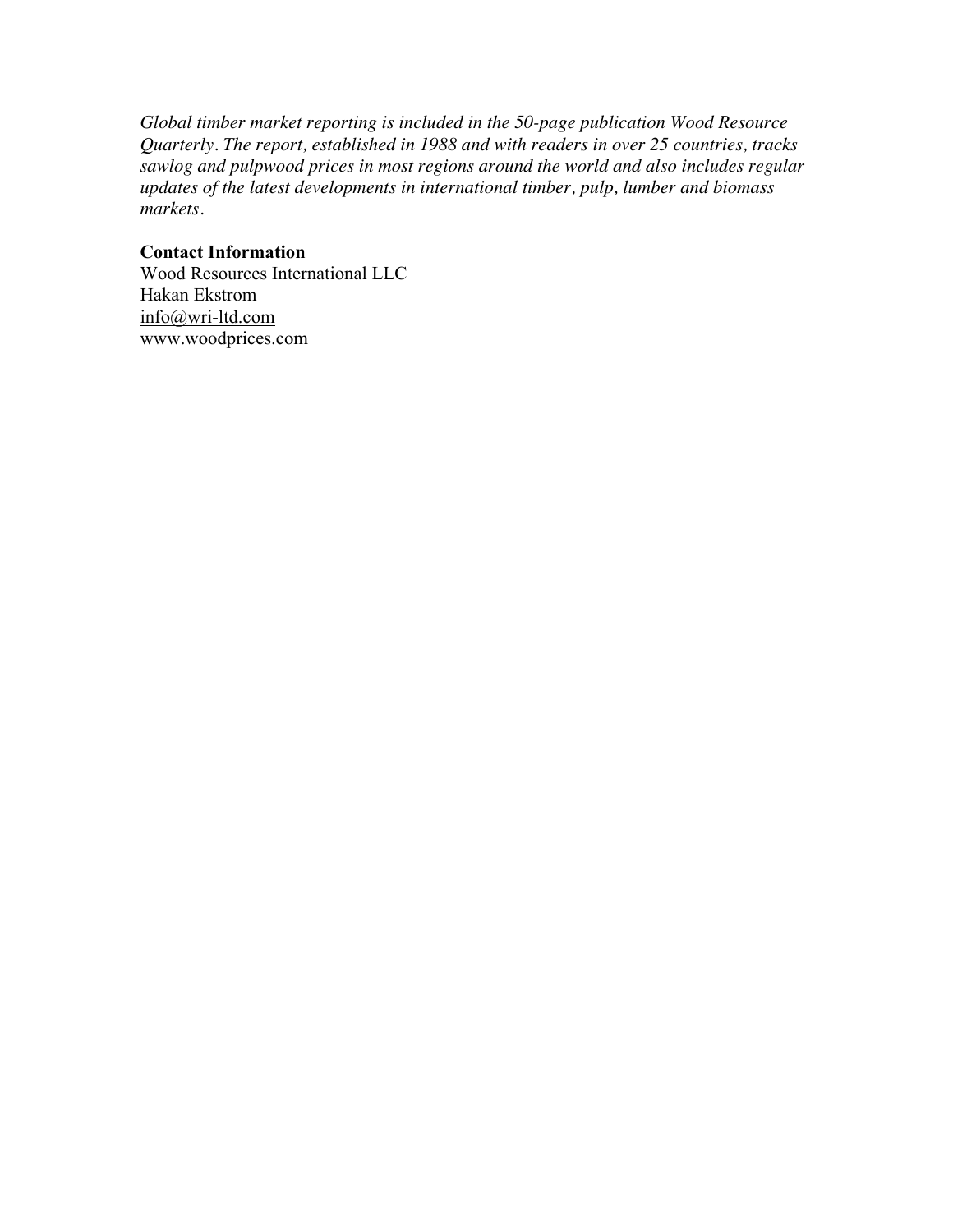*Global timber market reporting is included in the 50-page publication Wood Resource Quarterly. The report, established in 1988 and with readers in over 25 countries, tracks sawlog and pulpwood prices in most regions around the world and also includes regular updates of the latest developments in international timber, pulp, lumber and biomass markets.*

**Contact Information**
Wood Resources International LLC
Hakan Ekstrom
info@wri-ltd.com
www.woodprices.com